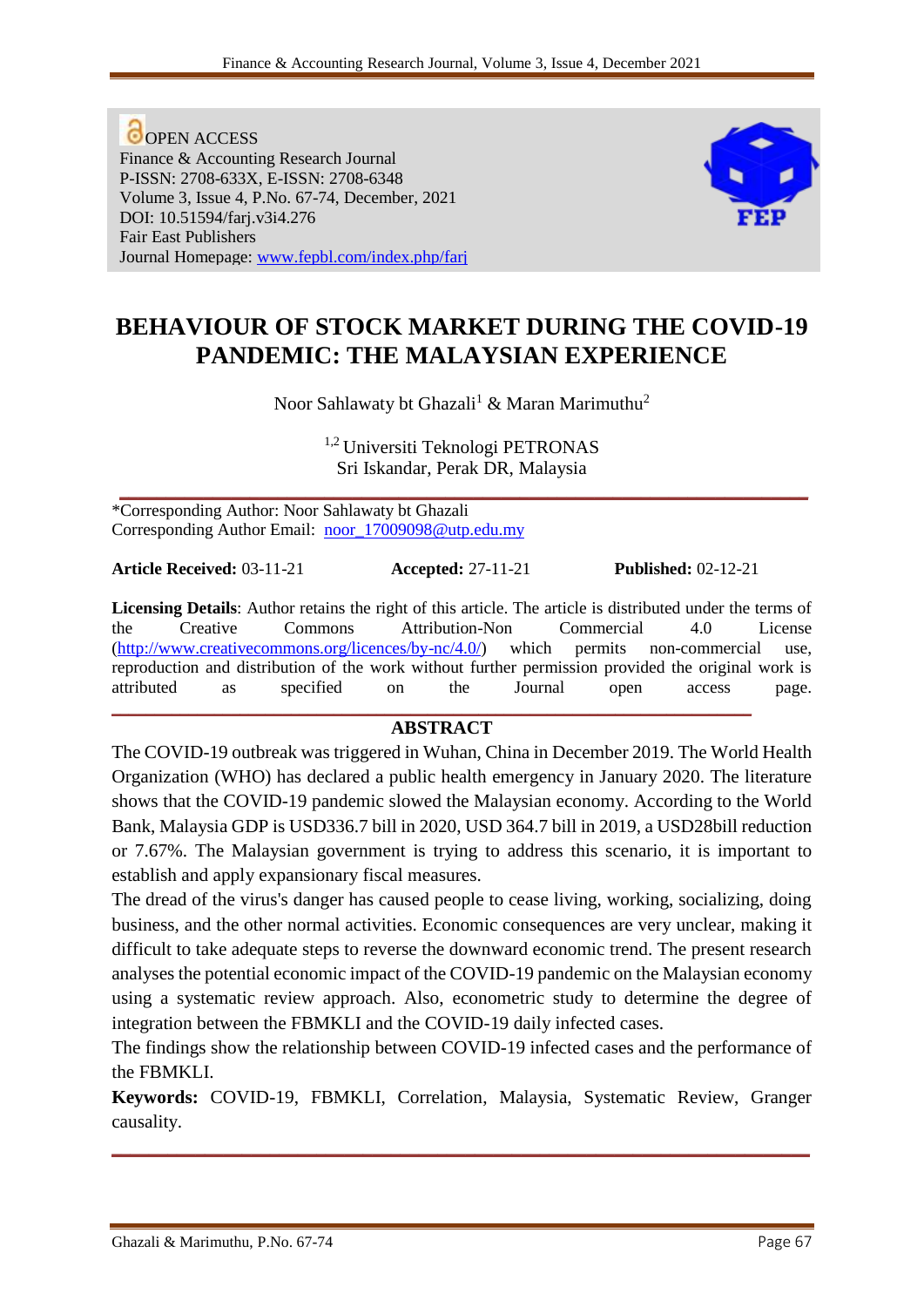OPEN ACCESS
Finance & Accounting Research Journal
P-ISSN: 2708-633X, E-ISSN: 2708-6348
Volume 3, Issue 4, P.No. 67-74, December, 2021
DOI: 10.51594/farj.v3i4.276
Fair East Publishers
Journal Homepage: www.fepbl.com/index.php/farj

# BEHAVIOUR OF STOCK MARKET DURING THE COVID-19 PANDEMIC: THE MALAYSIAN EXPERIENCE

Noor Sahlawaty bt Ghazali[1] & Maran Marimuthu[2]

[1,2] Universiti Teknologi PETRONAS
Sri Iskandar, Perak DR, Malaysia

---

*Corresponding Author: Noor Sahlawaty bt Ghazali
Corresponding Author Email: noor_17009098@utp.edu.my

**Article Received:** 03-11-21 **Accepted:** 27-11-21 **Published:** 02-12-21

**Licensing Details**: Author retains the right of this article. The article is distributed under the terms of the Creative Commons Attribution-Non Commercial 4.0 License (http://www.creativecommons.org/licences/by-nc/4.0/) which permits non-commercial use, reproduction and distribution of the work without further permission provided the original work is attributed as specified on the Journal open access page.

---

## ABSTRACT

The COVID-19 outbreak was triggered in Wuhan, China in December 2019. The World Health Organization (WHO) has declared a public health emergency in January 2020. The literature shows that the COVID-19 pandemic slowed the Malaysian economy. According to the World Bank, Malaysia GDP is USD336.7 bill in 2020, USD 364.7 bill in 2019, a USD28bill reduction or 7.67%. The Malaysian government is trying to address this scenario, it is important to establish and apply expansionary fiscal measures.

The dread of the virus's danger has caused people to cease living, working, socializing, doing business, and the other normal activities. Economic consequences are very unclear, making it difficult to take adequate steps to reverse the downward economic trend. The present research analyses the potential economic impact of the COVID-19 pandemic on the Malaysian economy using a systematic review approach. Also, econometric study to determine the degree of integration between the FBMKLI and the COVID-19 daily infected cases.

The findings show the relationship between COVID-19 infected cases and the performance of the FBMKLI.

**Keywords:** COVID-19, FBMKLI, Correlation, Malaysia, Systematic Review, Granger causality.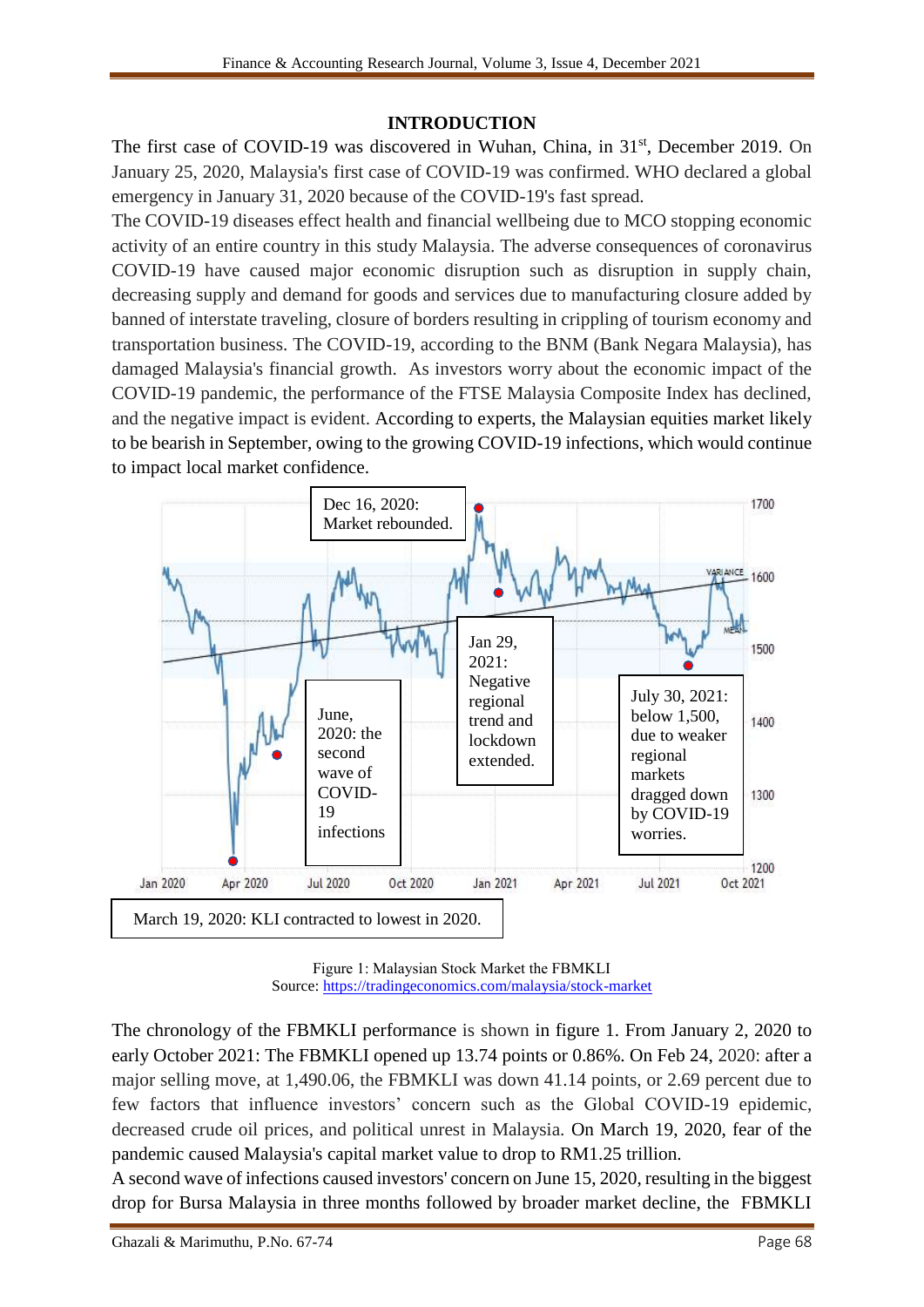## INTRODUCTION

The first case of COVID-19 was discovered in Wuhan, China, in 31st, December 2019. On January 25, 2020, Malaysia's first case of COVID-19 was confirmed. WHO declared a global emergency in January 31, 2020 because of the COVID-19's fast spread.

The COVID-19 diseases effect health and financial wellbeing due to MCO stopping economic activity of an entire country in this study Malaysia. The adverse consequences of coronavirus COVID-19 have caused major economic disruption such as disruption in supply chain, decreasing supply and demand for goods and services due to manufacturing closure added by banned of interstate traveling, closure of borders resulting in crippling of tourism economy and transportation business. The COVID-19, according to the BNM (Bank Negara Malaysia), has damaged Malaysia's financial growth. As investors worry about the economic impact of the COVID-19 pandemic, the performance of the FTSE Malaysia Composite Index has declined, and the negative impact is evident. According to experts, the Malaysian equities market likely to be bearish in September, owing to the growing COVID-19 infections, which would continue to impact local market confidence.

Figure 1: Malaysian Stock Market the FBMKLI
Source: https://tradingeconomics.com/malaysia/stock-market

The chronology of the FBMKLI performance is shown in figure 1. From January 2, 2020 to early October 2021: The FBMKLI opened up 13.74 points or 0.86%. On Feb 24, 2020: after a major selling move, at 1,490.06, the FBMKLI was down 41.14 points, or 2.69 percent due to few factors that influence investors' concern such as the Global COVID-19 epidemic, decreased crude oil prices, and political unrest in Malaysia. On March 19, 2020, fear of the pandemic caused Malaysia's capital market value to drop to RM1.25 trillion.

A second wave of infections caused investors' concern on June 15, 2020, resulting in the biggest drop for Bursa Malaysia in three months followed by broader market decline, the FBMKLI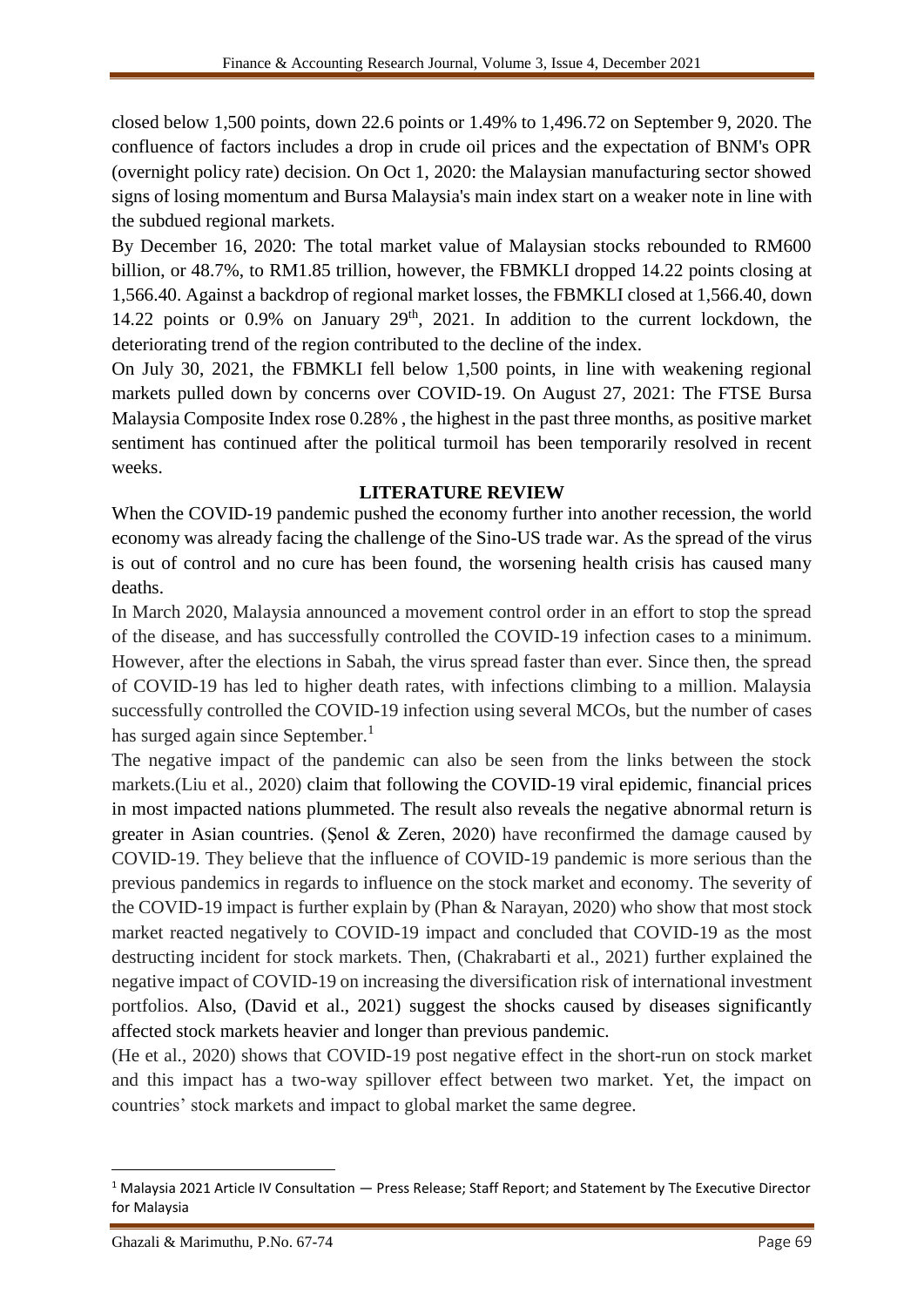closed below 1,500 points, down 22.6 points or 1.49% to 1,496.72 on September 9, 2020. The confluence of factors includes a drop in crude oil prices and the expectation of BNM's OPR (overnight policy rate) decision. On Oct 1, 2020: the Malaysian manufacturing sector showed signs of losing momentum and Bursa Malaysia's main index start on a weaker note in line with the subdued regional markets.

By December 16, 2020: The total market value of Malaysian stocks rebounded to RM600 billion, or 48.7%, to RM1.85 trillion, however, the FBMKLI dropped 14.22 points closing at 1,566.40. Against a backdrop of regional market losses, the FBMKLI closed at 1,566.40, down 14.22 points or 0.9% on January 29th, 2021. In addition to the current lockdown, the deteriorating trend of the region contributed to the decline of the index.

On July 30, 2021, the FBMKLI fell below 1,500 points, in line with weakening regional markets pulled down by concerns over COVID-19. On August 27, 2021: The FTSE Bursa Malaysia Composite Index rose 0.28% , the highest in the past three months, as positive market sentiment has continued after the political turmoil has been temporarily resolved in recent weeks.

## LITERATURE REVIEW

When the COVID-19 pandemic pushed the economy further into another recession, the world economy was already facing the challenge of the Sino-US trade war. As the spread of the virus is out of control and no cure has been found, the worsening health crisis has caused many deaths.

In March 2020, Malaysia announced a movement control order in an effort to stop the spread of the disease, and has successfully controlled the COVID-19 infection cases to a minimum. However, after the elections in Sabah, the virus spread faster than ever. Since then, the spread of COVID-19 has led to higher death rates, with infections climbing to a million. Malaysia successfully controlled the COVID-19 infection using several MCOs, but the number of cases has surged again since September.[1]

The negative impact of the pandemic can also be seen from the links between the stock markets.(Liu et al., 2020) claim that following the COVID-19 viral epidemic, financial prices in most impacted nations plummeted. The result also reveals the negative abnormal return is greater in Asian countries. (Şenol & Zeren, 2020) have reconfirmed the damage caused by COVID-19. They believe that the influence of COVID-19 pandemic is more serious than the previous pandemics in regards to influence on the stock market and economy. The severity of the COVID-19 impact is further explain by (Phan & Narayan, 2020) who show that most stock market reacted negatively to COVID-19 impact and concluded that COVID-19 as the most destructing incident for stock markets. Then, (Chakrabarti et al., 2021) further explained the negative impact of COVID-19 on increasing the diversification risk of international investment portfolios. Also, (David et al., 2021) suggest the shocks caused by diseases significantly affected stock markets heavier and longer than previous pandemic.

(He et al., 2020) shows that COVID-19 post negative effect in the short-run on stock market and this impact has a two-way spillover effect between two market. Yet, the impact on countries' stock markets and impact to global market the same degree.

[1] Malaysia 2021 Article IV Consultation — Press Release; Staff Report; and Statement by The Executive Director for Malaysia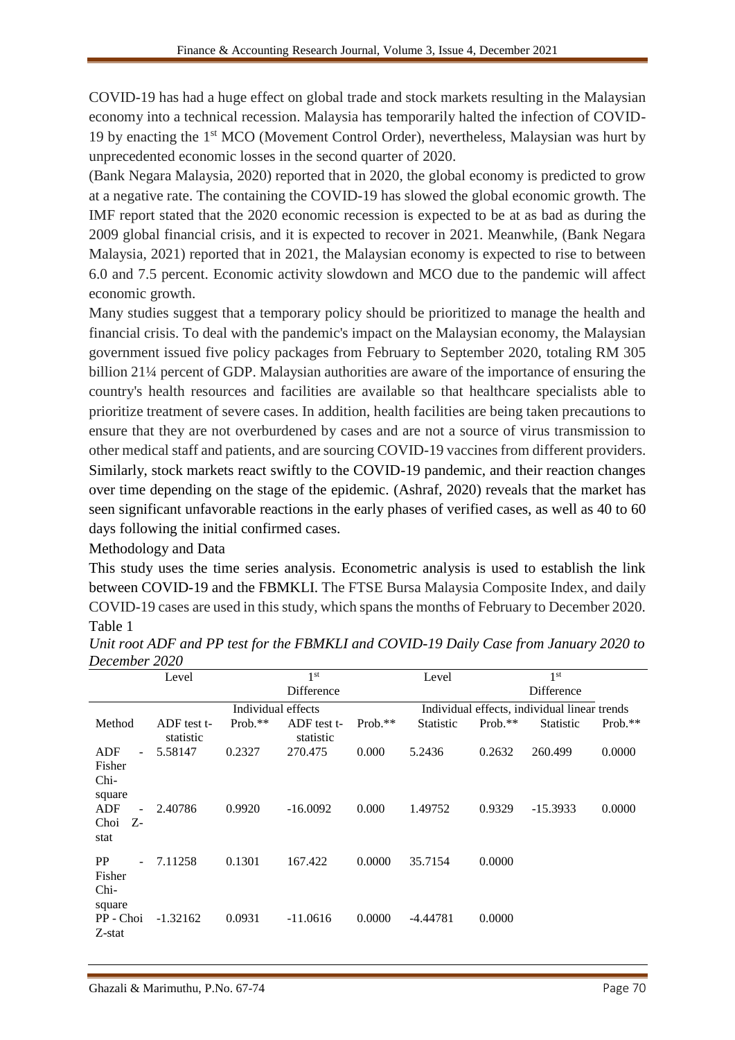COVID-19 has had a huge effect on global trade and stock markets resulting in the Malaysian economy into a technical recession. Malaysia has temporarily halted the infection of COVID-19 by enacting the 1st MCO (Movement Control Order), nevertheless, Malaysian was hurt by unprecedented economic losses in the second quarter of 2020.

(Bank Negara Malaysia, 2020) reported that in 2020, the global economy is predicted to grow at a negative rate. The containing the COVID-19 has slowed the global economic growth. The IMF report stated that the 2020 economic recession is expected to be at as bad as during the 2009 global financial crisis, and it is expected to recover in 2021. Meanwhile, (Bank Negara Malaysia, 2021) reported that in 2021, the Malaysian economy is expected to rise to between 6.0 and 7.5 percent. Economic activity slowdown and MCO due to the pandemic will affect economic growth.

Many studies suggest that a temporary policy should be prioritized to manage the health and financial crisis. To deal with the pandemic's impact on the Malaysian economy, the Malaysian government issued five policy packages from February to September 2020, totaling RM 305 billion 21¼ percent of GDP. Malaysian authorities are aware of the importance of ensuring the country's health resources and facilities are available so that healthcare specialists able to prioritize treatment of severe cases. In addition, health facilities are being taken precautions to ensure that they are not overburdened by cases and are not a source of virus transmission to other medical staff and patients, and are sourcing COVID-19 vaccines from different providers.

Similarly, stock markets react swiftly to the COVID-19 pandemic, and their reaction changes over time depending on the stage of the epidemic. (Ashraf, 2020) reveals that the market has seen significant unfavorable reactions in the early phases of verified cases, as well as 40 to 60 days following the initial confirmed cases.

## Methodology and Data

This study uses the time series analysis. Econometric analysis is used to establish the link between COVID-19 and the FBMKLI. The FTSE Bursa Malaysia Composite Index, and daily COVID-19 cases are used in this study, which spans the months of February to December 2020.

Table 1

*Unit root ADF and PP test for the FBMKLI and COVID-19 Daily Case from January 2020 to December 2020*

| | Level | | 1st Difference | | Level | | 1st Difference | |
|---|---|---|---|---|---|---|---|---|
| | Individual effects | | | | Individual effects, individual linear trends | | | |
| Method | ADF test t-statistic | Prob.** | ADF test t-statistic | Prob.** | Statistic | Prob.** | Statistic | Prob.** |
| ADF - Fisher Chi-square | 5.58147 | 0.2327 | 270.475 | 0.000 | 5.2436 | 0.2632 | 260.499 | 0.0000 |
| ADF - Choi Z-stat | 2.40786 | 0.9920 | -16.0092 | 0.000 | 1.49752 | 0.9329 | -15.3933 | 0.0000 |
| PP - Fisher Chi-square | 7.11258 | 0.1301 | 167.422 | 0.0000 | 35.7154 | 0.0000 | | |
| PP - Choi Z-stat | -1.32162 | 0.0931 | -11.0616 | 0.0000 | -4.44781 | 0.0000 | | |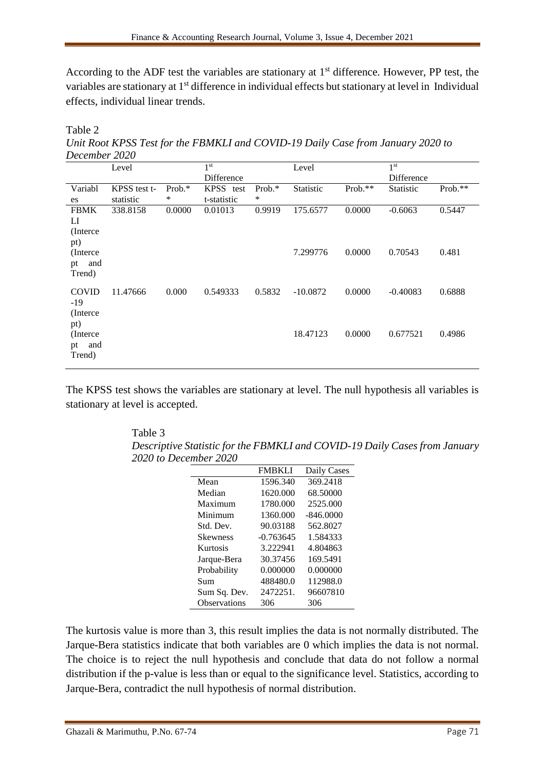According to the ADF test the variables are stationary at 1st difference. However, PP test, the variables are stationary at 1st difference in individual effects but stationary at level in Individual effects, individual linear trends.

Table 2

*Unit Root KPSS Test for the FBMKLI and COVID-19 Daily Case from January 2020 to December 2020*

| | Level | | 1st Difference | | Level | | 1st Difference | |
|---|---|---|---|---|---|---|---|---|
| Variables | KPSS test t-statistic | Prob.* | KPSS test t-statistic | Prob.* | Statistic | Prob.** | Statistic | Prob.** |
| FBMKLI (Intercept) | 338.8158 | 0.0000 | 0.01013 | 0.9919 | 175.6577 | 0.0000 | -0.6063 | 0.5447 |
| (Intercept and Trend) | | | | | 7.299776 | 0.0000 | 0.70543 | 0.481 |
| COVID-19 (Intercept) | 11.47666 | 0.000 | 0.549333 | 0.5832 | -10.0872 | 0.0000 | -0.40083 | 0.6888 |
| (Intercept and Trend) | | | | | 18.47123 | 0.0000 | 0.677521 | 0.4986 |

The KPSS test shows the variables are stationary at level. The null hypothesis all variables is stationary at level is accepted.

Table 3

*Descriptive Statistic for the FBMKLI and COVID-19 Daily Cases from January 2020 to December 2020*

| | FMBKLI | Daily Cases |
|---|---|---|
| Mean | 1596.340 | 369.2418 |
| Median | 1620.000 | 68.50000 |
| Maximum | 1780.000 | 2525.000 |
| Minimum | 1360.000 | -846.0000 |
| Std. Dev. | 90.03188 | 562.8027 |
| Skewness | -0.763645 | 1.584333 |
| Kurtosis | 3.222941 | 4.804863 |
| Jarque-Bera | 30.37456 | 169.5491 |
| Probability | 0.000000 | 0.000000 |
| Sum | 488480.0 | 112988.0 |
| Sum Sq. Dev. | 2472251. | 96607810 |
| Observations | 306 | 306 |

The kurtosis value is more than 3, this result implies the data is not normally distributed. The Jarque-Bera statistics indicate that both variables are 0 which implies the data is not normal. The choice is to reject the null hypothesis and conclude that data do not follow a normal distribution if the p-value is less than or equal to the significance level. Statistics, according to Jarque-Bera, contradict the null hypothesis of normal distribution.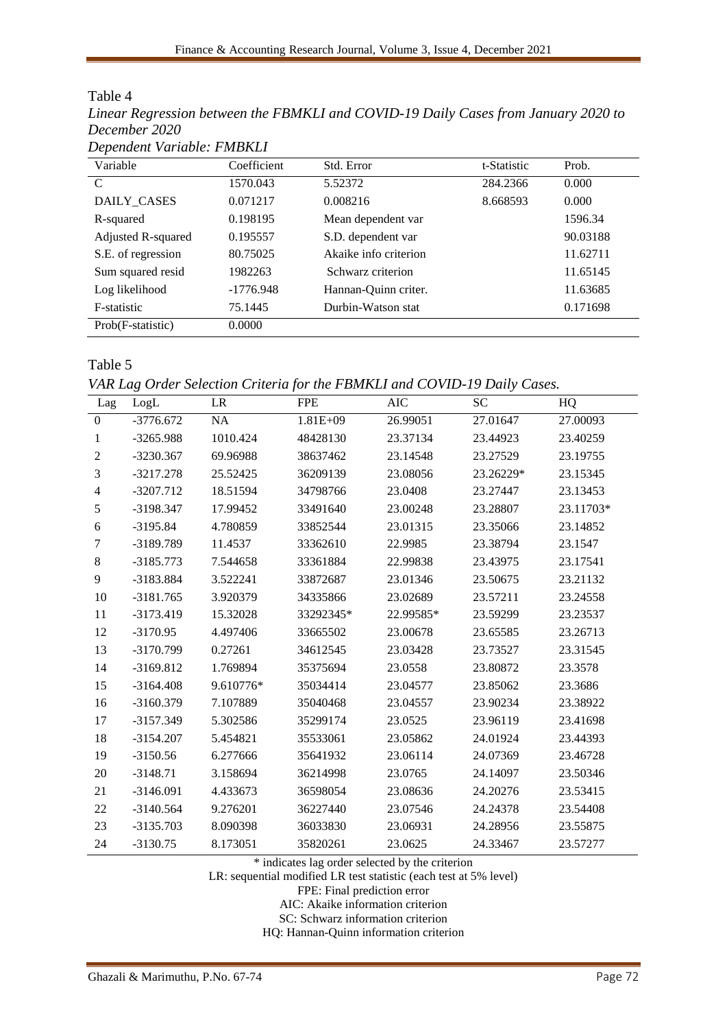Table 4

*Linear Regression between the FBMKLI and COVID-19 Daily Cases from January 2020 to December 2020*

*Dependent Variable: FMBKLI*

| Variable | Coefficient | Std. Error | t-Statistic | Prob. |
|---|---|---|---|---|
| C | 1570.043 | 5.52372 | 284.2366 | 0.000 |
| DAILY_CASES | 0.071217 | 0.008216 | 8.668593 | 0.000 |
| R-squared | 0.198195 | Mean dependent var | | 1596.34 |
| Adjusted R-squared | 0.195557 | S.D. dependent var | | 90.03188 |
| S.E. of regression | 80.75025 | Akaike info criterion | | 11.62711 |
| Sum squared resid | 1982263 | Schwarz criterion | | 11.65145 |
| Log likelihood | -1776.948 | Hannan-Quinn criter. | | 11.63685 |
| F-statistic | 75.1445 | Durbin-Watson stat | | 0.171698 |
| Prob(F-statistic) | 0.0000 | | | |

Table 5

*VAR Lag Order Selection Criteria for the FBMKLI and COVID-19 Daily Cases.*

| Lag | LogL | LR | FPE | AIC | SC | HQ |
|---|---|---|---|---|---|---|
| 0 | -3776.672 | NA | 1.81E+09 | 26.99051 | 27.01647 | 27.00093 |
| 1 | -3265.988 | 1010.424 | 48428130 | 23.37134 | 23.44923 | 23.40259 |
| 2 | -3230.367 | 69.96988 | 38637462 | 23.14548 | 23.27529 | 23.19755 |
| 3 | -3217.278 | 25.52425 | 36209139 | 23.08056 | 23.26229* | 23.15345 |
| 4 | -3207.712 | 18.51594 | 34798766 | 23.0408 | 23.27447 | 23.13453 |
| 5 | -3198.347 | 17.99452 | 33491640 | 23.00248 | 23.28807 | 23.11703* |
| 6 | -3195.84 | 4.780859 | 33852544 | 23.01315 | 23.35066 | 23.14852 |
| 7 | -3189.789 | 11.4537 | 33362610 | 22.9985 | 23.38794 | 23.1547 |
| 8 | -3185.773 | 7.544658 | 33361884 | 22.99838 | 23.43975 | 23.17541 |
| 9 | -3183.884 | 3.522241 | 33872687 | 23.01346 | 23.50675 | 23.21132 |
| 10 | -3181.765 | 3.920379 | 34335866 | 23.02689 | 23.57211 | 23.24558 |
| 11 | -3173.419 | 15.32028 | 33292345* | 22.99585* | 23.59299 | 23.23537 |
| 12 | -3170.95 | 4.497406 | 33665502 | 23.00678 | 23.65585 | 23.26713 |
| 13 | -3170.799 | 0.27261 | 34612545 | 23.03428 | 23.73527 | 23.31545 |
| 14 | -3169.812 | 1.769894 | 35375694 | 23.0558 | 23.80872 | 23.3578 |
| 15 | -3164.408 | 9.610776* | 35034414 | 23.04577 | 23.85062 | 23.3686 |
| 16 | -3160.379 | 7.107889 | 35040468 | 23.04557 | 23.90234 | 23.38922 |
| 17 | -3157.349 | 5.302586 | 35299174 | 23.0525 | 23.96119 | 23.41698 |
| 18 | -3154.207 | 5.454821 | 35533061 | 23.05862 | 24.01924 | 23.44393 |
| 19 | -3150.56 | 6.277666 | 35641932 | 23.06114 | 24.07369 | 23.46728 |
| 20 | -3148.71 | 3.158694 | 36214998 | 23.0765 | 24.14097 | 23.50346 |
| 21 | -3146.091 | 4.433673 | 36598054 | 23.08636 | 24.20276 | 23.53415 |
| 22 | -3140.564 | 9.276201 | 36227440 | 23.07546 | 24.24378 | 23.54408 |
| 23 | -3135.703 | 8.090398 | 36033830 | 23.06931 | 24.28956 | 23.55875 |
| 24 | -3130.75 | 8.173051 | 35820261 | 23.0625 | 24.33467 | 23.57277 |

\* indicates lag order selected by the criterion

LR: sequential modified LR test statistic (each test at 5% level)

FPE: Final prediction error

AIC: Akaike information criterion

SC: Schwarz information criterion

HQ: Hannan-Quinn information criterion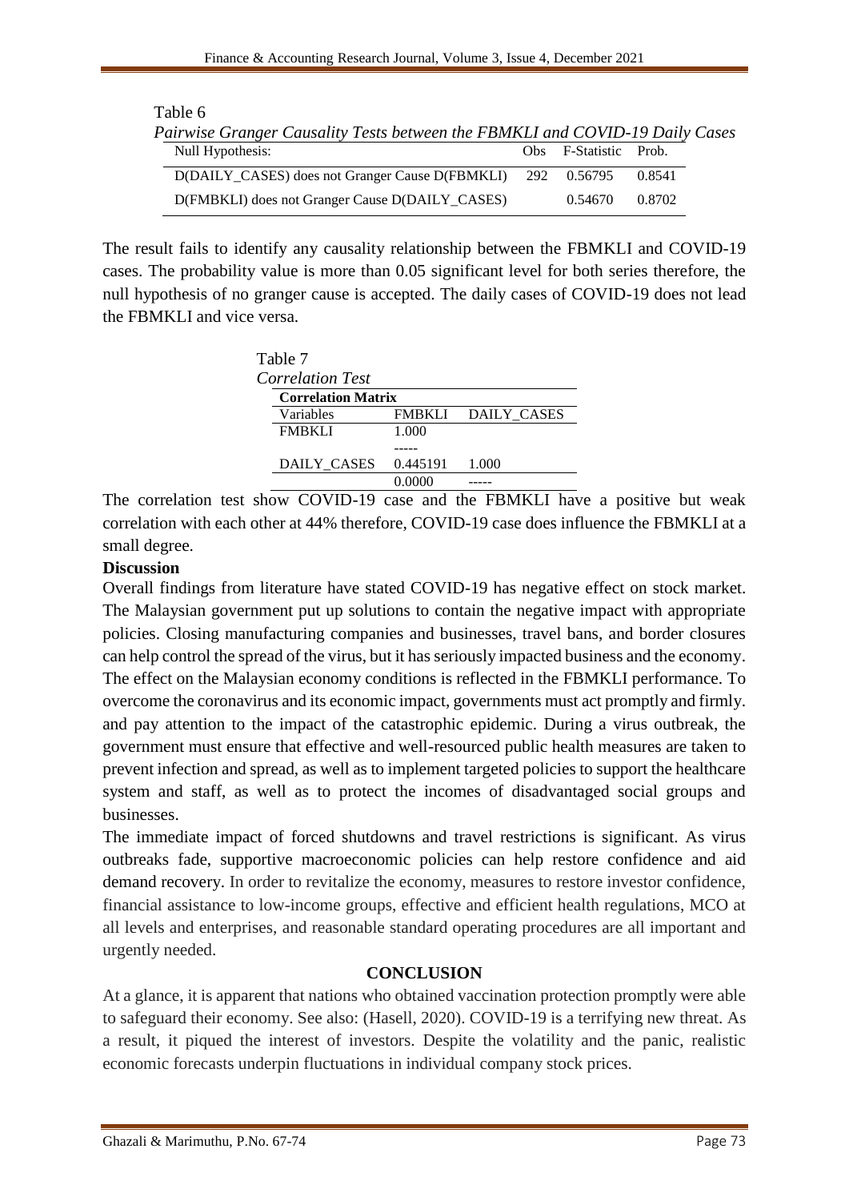Table 6

*Pairwise Granger Causality Tests between the FBMKLI and COVID-19 Daily Cases*

| Null Hypothesis: | Obs | F-Statistic | Prob. |
|---|---|---|---|
| D(DAILY_CASES) does not Granger Cause D(FBMKLI) | 292 | 0.56795 | 0.8541 |
| D(FMBKLI) does not Granger Cause D(DAILY_CASES) | | 0.54670 | 0.8702 |

The result fails to identify any causality relationship between the FBMKLI and COVID-19 cases. The probability value is more than 0.05 significant level for both series therefore, the null hypothesis of no granger cause is accepted. The daily cases of COVID-19 does not lead the FBMKLI and vice versa.

Table 7

*Correlation Test*

| Correlation Matrix | | |
|---|---|---|
| Variables | FMBKLI | DAILY_CASES |
| FMBKLI | 1.000 | |
| | ----- | |
| DAILY_CASES | 0.445191 | 1.000 |
| | 0.0000 | ----- |

The correlation test show COVID-19 case and the FBMKLI have a positive but weak correlation with each other at 44% therefore, COVID-19 case does influence the FBMKLI at a small degree.

**Discussion**

Overall findings from literature have stated COVID-19 has negative effect on stock market. The Malaysian government put up solutions to contain the negative impact with appropriate policies. Closing manufacturing companies and businesses, travel bans, and border closures can help control the spread of the virus, but it has seriously impacted business and the economy. The effect on the Malaysian economy conditions is reflected in the FBMKLI performance. To overcome the coronavirus and its economic impact, governments must act promptly and firmly. and pay attention to the impact of the catastrophic epidemic. During a virus outbreak, the government must ensure that effective and well-resourced public health measures are taken to prevent infection and spread, as well as to implement targeted policies to support the healthcare system and staff, as well as to protect the incomes of disadvantaged social groups and businesses.

The immediate impact of forced shutdowns and travel restrictions is significant. As virus outbreaks fade, supportive macroeconomic policies can help restore confidence and aid demand recovery. In order to revitalize the economy, measures to restore investor confidence, financial assistance to low-income groups, effective and efficient health regulations, MCO at all levels and enterprises, and reasonable standard operating procedures are all important and urgently needed.

## CONCLUSION

At a glance, it is apparent that nations who obtained vaccination protection promptly were able to safeguard their economy. See also: (Hasell, 2020). COVID-19 is a terrifying new threat. As a result, it piqued the interest of investors. Despite the volatility and the panic, realistic economic forecasts underpin fluctuations in individual company stock prices.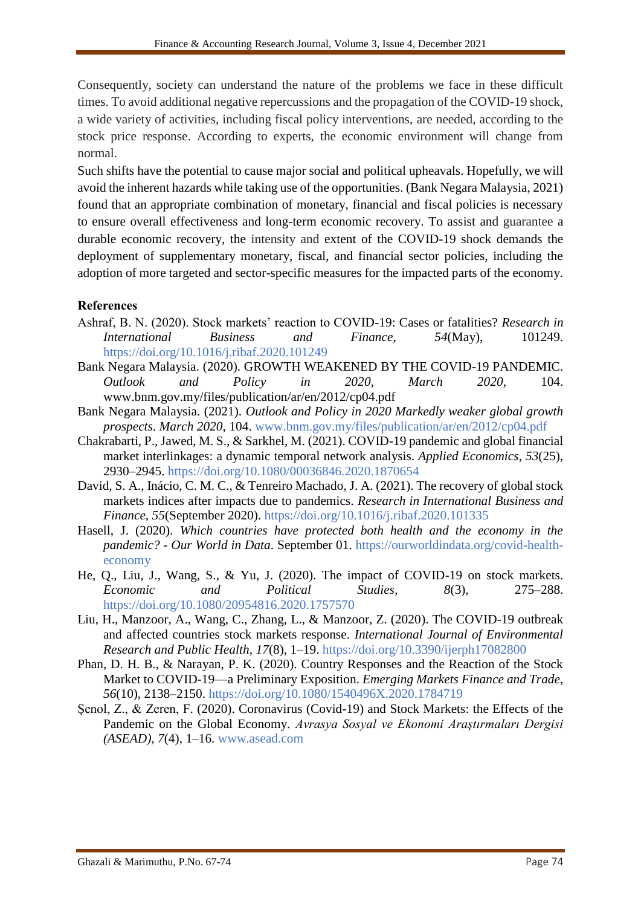Consequently, society can understand the nature of the problems we face in these difficult times. To avoid additional negative repercussions and the propagation of the COVID-19 shock, a wide variety of activities, including fiscal policy interventions, are needed, according to the stock price response. According to experts, the economic environment will change from normal.

Such shifts have the potential to cause major social and political upheavals. Hopefully, we will avoid the inherent hazards while taking use of the opportunities. (Bank Negara Malaysia, 2021) found that an appropriate combination of monetary, financial and fiscal policies is necessary to ensure overall effectiveness and long-term economic recovery. To assist and guarantee a durable economic recovery, the intensity and extent of the COVID-19 shock demands the deployment of supplementary monetary, fiscal, and financial sector policies, including the adoption of more targeted and sector-specific measures for the impacted parts of the economy.

**References**

Ashraf, B. N. (2020). Stock markets' reaction to COVID-19: Cases or fatalities? *Research in International Business and Finance*, *54*(May), 101249. https://doi.org/10.1016/j.ribaf.2020.101249

Bank Negara Malaysia. (2020). GROWTH WEAKENED BY THE COVID-19 PANDEMIC. *Outlook and Policy in 2020*, *March 2020*, 104. www.bnm.gov.my/files/publication/ar/en/2012/cp04.pdf

Bank Negara Malaysia. (2021). *Outlook and Policy in 2020 Markedly weaker global growth prospects*. *March 2020*, 104. www.bnm.gov.my/files/publication/ar/en/2012/cp04.pdf

Chakrabarti, P., Jawed, M. S., & Sarkhel, M. (2021). COVID-19 pandemic and global financial market interlinkages: a dynamic temporal network analysis. *Applied Economics*, *53*(25), 2930–2945. https://doi.org/10.1080/00036846.2020.1870654

David, S. A., Inácio, C. M. C., & Tenreiro Machado, J. A. (2021). The recovery of global stock markets indices after impacts due to pandemics. *Research in International Business and Finance*, *55*(September 2020). https://doi.org/10.1016/j.ribaf.2020.101335

Hasell, J. (2020). *Which countries have protected both health and the economy in the pandemic? - Our World in Data*. September 01. https://ourworldindata.org/covid-health-economy

He, Q., Liu, J., Wang, S., & Yu, J. (2020). The impact of COVID-19 on stock markets. *Economic and Political Studies*, *8*(3), 275–288. https://doi.org/10.1080/20954816.2020.1757570

Liu, H., Manzoor, A., Wang, C., Zhang, L., & Manzoor, Z. (2020). The COVID-19 outbreak and affected countries stock markets response. *International Journal of Environmental Research and Public Health*, *17*(8), 1–19. https://doi.org/10.3390/ijerph17082800

Phan, D. H. B., & Narayan, P. K. (2020). Country Responses and the Reaction of the Stock Market to COVID-19—a Preliminary Exposition. *Emerging Markets Finance and Trade*, *56*(10), 2138–2150. https://doi.org/10.1080/1540496X.2020.1784719

Şenol, Z., & Zeren, F. (2020). Coronavirus (Covid-19) and Stock Markets: the Effects of the Pandemic on the Global Economy. *Avrasya Sosyal ve Ekonomi Araştırmaları Dergisi (ASEAD)*, *7*(4), 1–16. www.asead.com